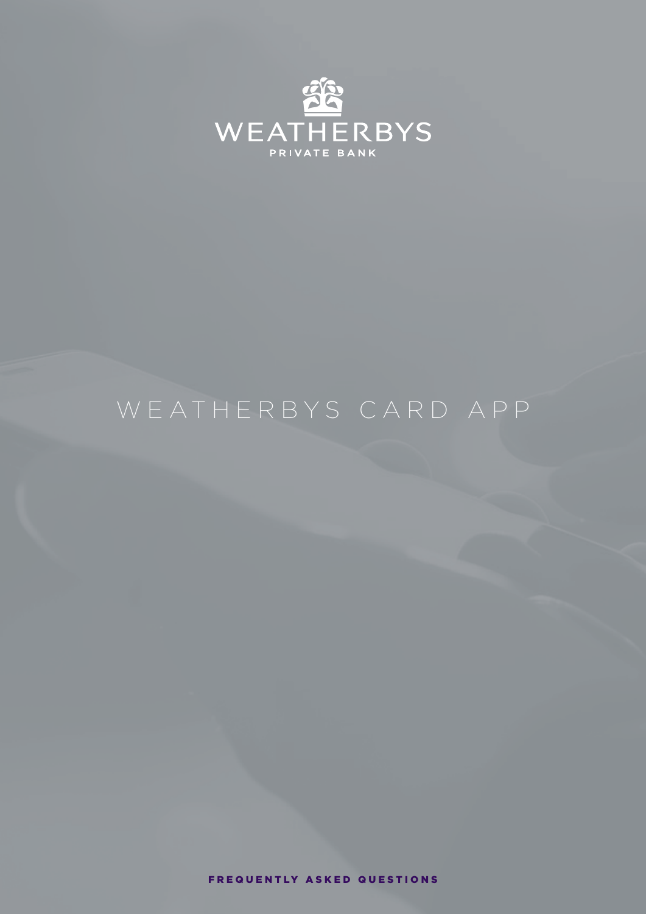WEATHERBYS

PRIVATE BANK

# WEATHERBYS CARD APP

**FREQUENTLY ASKED QUESTIONS**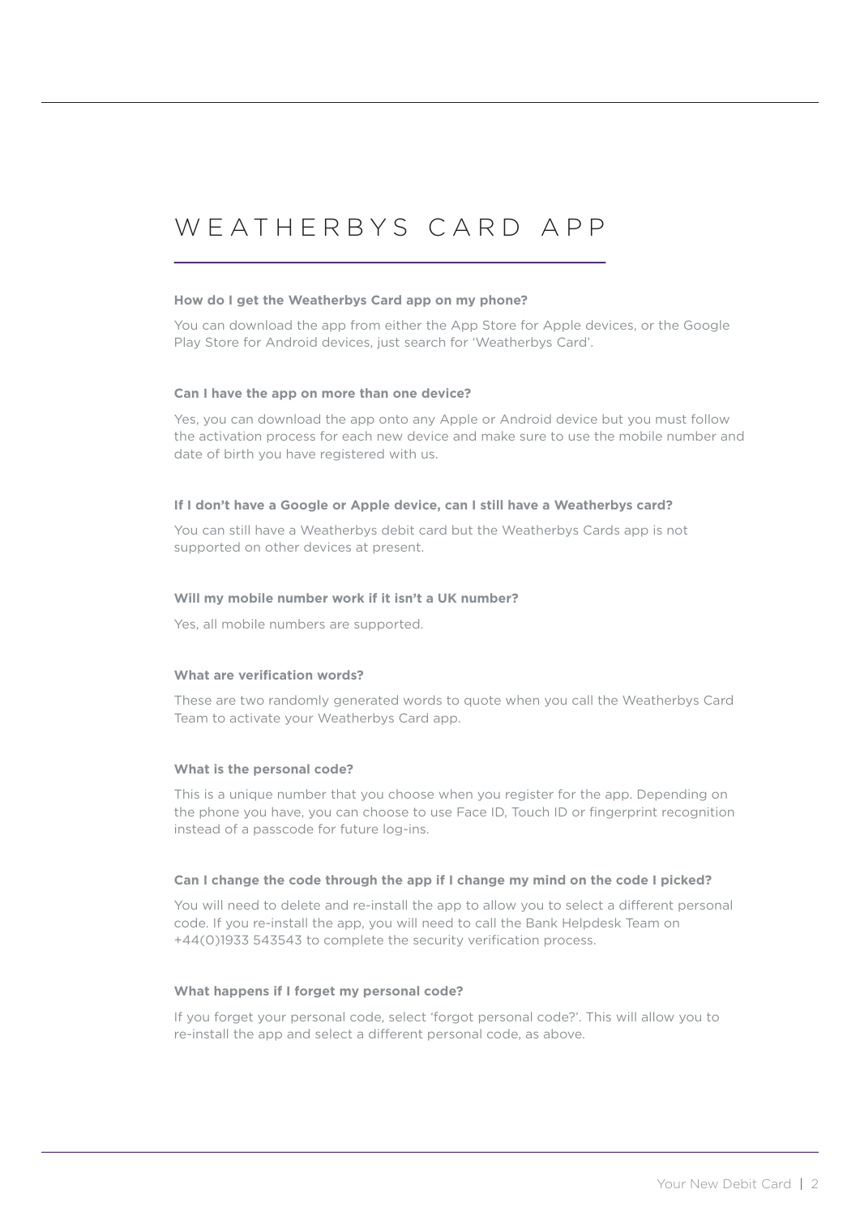# WEATHERBYS CARD APP

**How do I get the Weatherbys Card app on my phone?**

You can download the app from either the App Store for Apple devices, or the Google Play Store for Android devices, just search for 'Weatherbys Card'.

**Can I have the app on more than one device?**

Yes, you can download the app onto any Apple or Android device but you must follow the activation process for each new device and make sure to use the mobile number and date of birth you have registered with us.

**If I don't have a Google or Apple device, can I still have a Weatherbys card?**

You can still have a Weatherbys debit card but the Weatherbys Cards app is not supported on other devices at present.

**Will my mobile number work if it isn't a UK number?**

Yes, all mobile numbers are supported.

**What are verification words?**

These are two randomly generated words to quote when you call the Weatherbys Card Team to activate your Weatherbys Card app.

**What is the personal code?**

This is a unique number that you choose when you register for the app. Depending on the phone you have, you can choose to use Face ID, Touch ID or fingerprint recognition instead of a passcode for future log-ins.

**Can I change the code through the app if I change my mind on the code I picked?**

You will need to delete and re-install the app to allow you to select a different personal code. If you re-install the app, you will need to call the Bank Helpdesk Team on +44(0)1933 543543 to complete the security verification process.

**What happens if I forget my personal code?**

If you forget your personal code, select 'forgot personal code?'. This will allow you to re-install the app and select a different personal code, as above.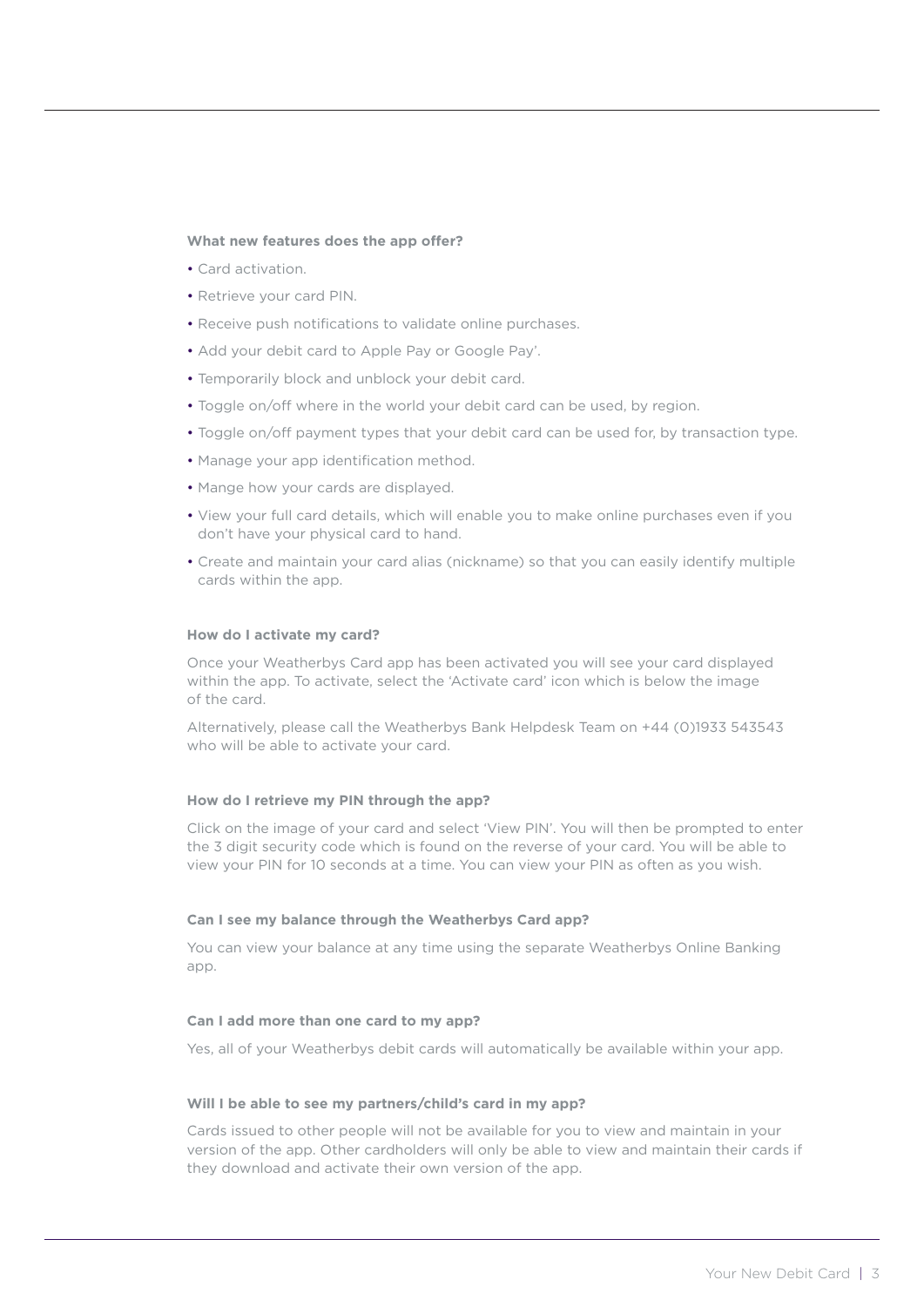### What new features does the app offer?

- Card activation.
- Retrieve your card PIN.
- Receive push notifications to validate online purchases.
- Add your debit card to Apple Pay or Google Pay'.
- Temporarily block and unblock your debit card.
- Toggle on/off where in the world your debit card can be used, by region.
- Toggle on/off payment types that your debit card can be used for, by transaction type.
- Manage your app identification method.
- Mange how your cards are displayed.
- View your full card details, which will enable you to make online purchases even if you don't have your physical card to hand.
- Create and maintain your card alias (nickname) so that you can easily identify multiple cards within the app.

### How do I activate my card?

Once your Weatherbys Card app has been activated you will see your card displayed within the app. To activate, select the 'Activate card' icon which is below the image of the card.

Alternatively, please call the Weatherbys Bank Helpdesk Team on +44 (0)1933 543543 who will be able to activate your card.

### How do I retrieve my PIN through the app?

Click on the image of your card and select 'View PIN'. You will then be prompted to enter the 3 digit security code which is found on the reverse of your card. You will be able to view your PIN for 10 seconds at a time. You can view your PIN as often as you wish.

### Can I see my balance through the Weatherbys Card app?

You can view your balance at any time using the separate Weatherbys Online Banking app.

### Can I add more than one card to my app?

Yes, all of your Weatherbys debit cards will automatically be available within your app.

### Will I be able to see my partners/child's card in my app?

Cards issued to other people will not be available for you to view and maintain in your version of the app. Other cardholders will only be able to view and maintain their cards if they download and activate their own version of the app.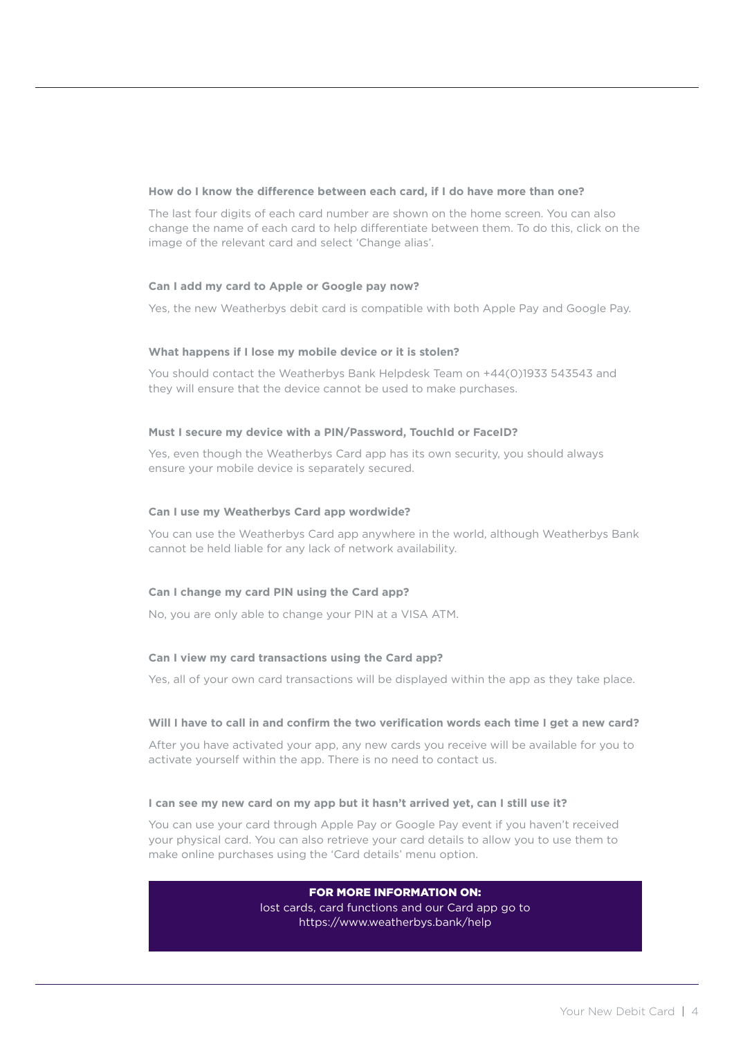**How do I know the difference between each card, if I do have more than one?**

The last four digits of each card number are shown on the home screen. You can also change the name of each card to help differentiate between them. To do this, click on the image of the relevant card and select 'Change alias'.

**Can I add my card to Apple or Google pay now?**

Yes, the new Weatherbys debit card is compatible with both Apple Pay and Google Pay.

**What happens if I lose my mobile device or it is stolen?**

You should contact the Weatherbys Bank Helpdesk Team on +44(0)1933 543543 and they will ensure that the device cannot be used to make purchases.

**Must I secure my device with a PIN/Password, TouchId or FaceID?**

Yes, even though the Weatherbys Card app has its own security, you should always ensure your mobile device is separately secured.

**Can I use my Weatherbys Card app wordwide?**

You can use the Weatherbys Card app anywhere in the world, although Weatherbys Bank cannot be held liable for any lack of network availability.

**Can I change my card PIN using the Card app?**

No, you are only able to change your PIN at a VISA ATM.

**Can I view my card transactions using the Card app?**

Yes, all of your own card transactions will be displayed within the app as they take place.

**Will I have to call in and confirm the two verification words each time I get a new card?**

After you have activated your app, any new cards you receive will be available for you to activate yourself within the app. There is no need to contact us.

**I can see my new card on my app but it hasn't arrived yet, can I still use it?**

You can use your card through Apple Pay or Google Pay event if you haven't received your physical card. You can also retrieve your card details to allow you to use them to make online purchases using the 'Card details' menu option.

**FOR MORE INFORMATION ON:**
lost cards, card functions and our Card app go to
https://www.weatherbys.bank/help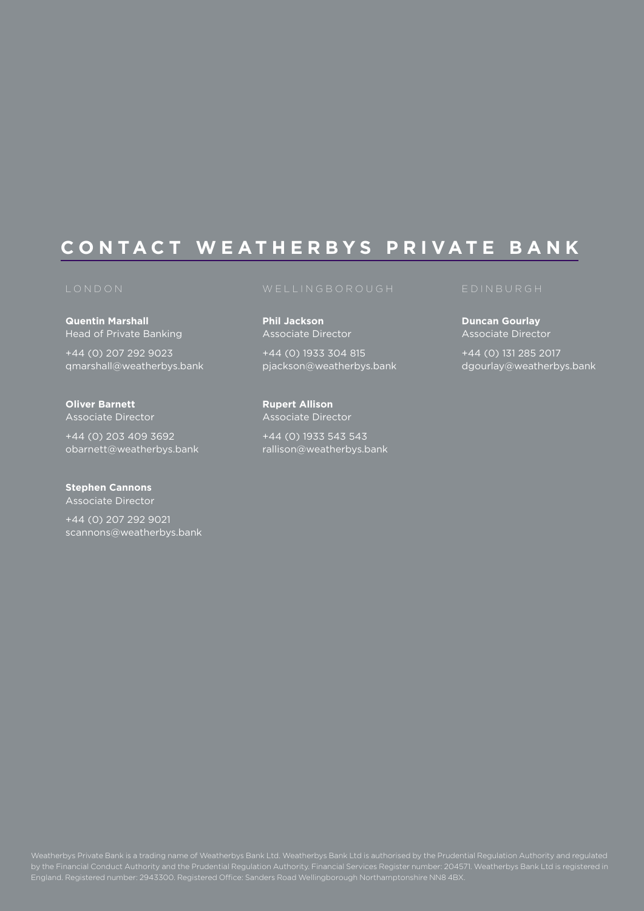## CONTACT WEATHERBYS PRIVATE BANK

### LONDON

**Quentin Marshall**
Head of Private Banking

+44 (0) 207 292 9023
qmarshall@weatherbys.bank

**Oliver Barnett**
Associate Director

+44 (0) 203 409 3692
obarnett@weatherbys.bank

**Stephen Cannons**
Associate Director

+44 (0) 207 292 9021
scannons@weatherbys.bank

### WELLINGBOROUGH

**Phil Jackson**
Associate Director

+44 (0) 1933 304 815
pjackson@weatherbys.bank

**Rupert Allison**
Associate Director

+44 (0) 1933 543 543
rallison@weatherbys.bank

### EDINBURGH

**Duncan Gourlay**
Associate Director

+44 (0) 131 285 2017
dgourlay@weatherbys.bank

Weatherbys Private Bank is a trading name of Weatherbys Bank Ltd. Weatherbys Bank Ltd is authorised by the Prudential Regulation Authority and regulated by the Financial Conduct Authority and the Prudential Regulation Authority. Financial Services Register number: 204571. Weatherbys Bank Ltd is registered in England. Registered number: 2943300. Registered Office: Sanders Road Wellingborough Northamptonshire NN8 4BX.